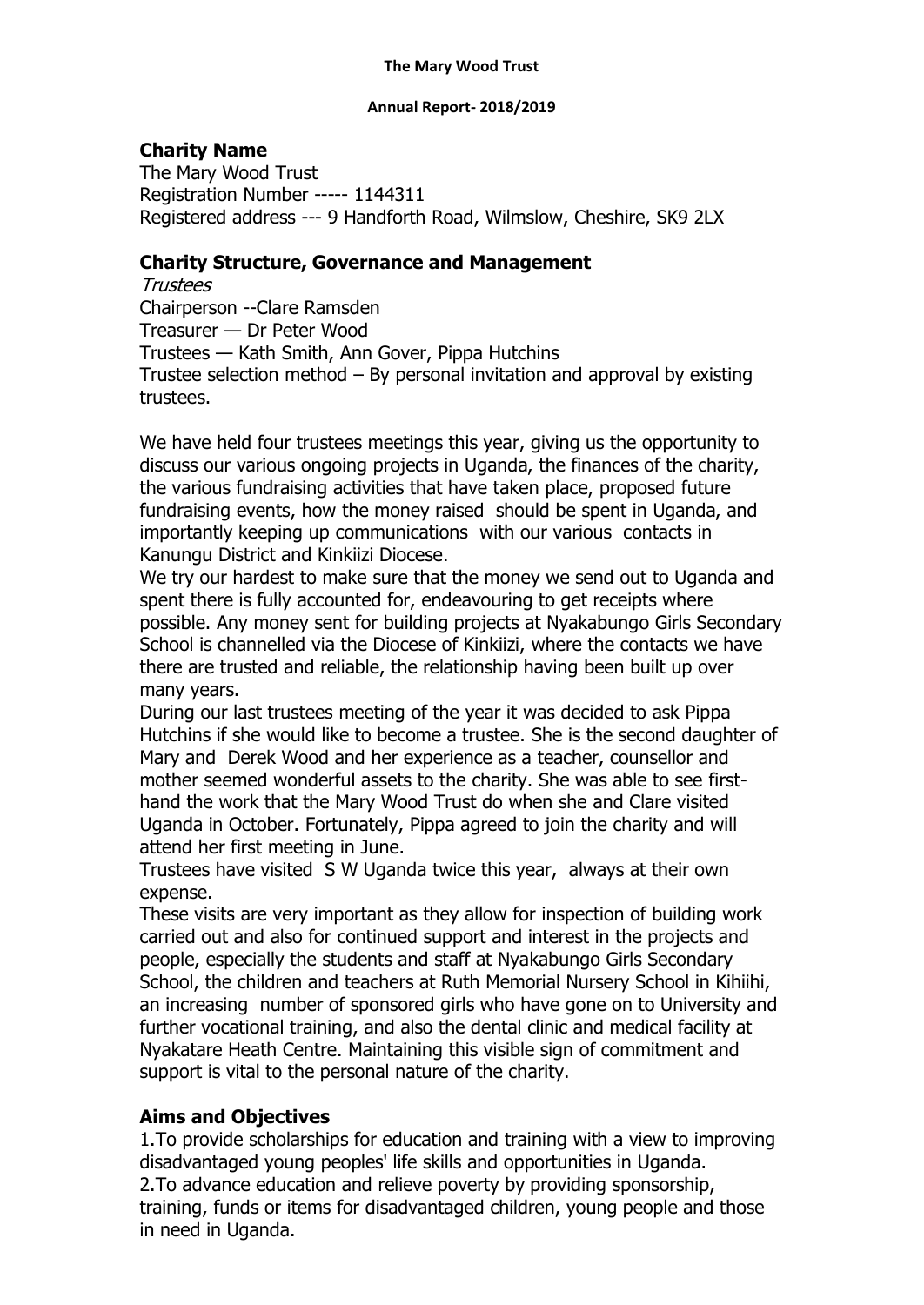**The Mary Wood Trust**

**Annual Report- 2018/2019**

## Charity Name

The Mary Wood Trust
Registration Number ----- 1144311
Registered address --- 9 Handforth Road, Wilmslow, Cheshire, SK9 2LX

## Charity Structure, Governance and Management

*Trustees*
Chairperson --Clare Ramsden
Treasurer — Dr Peter Wood
Trustees — Kath Smith, Ann Gover, Pippa Hutchins
Trustee selection method – By personal invitation and approval by existing trustees.

We have held four trustees meetings this year, giving us the opportunity to discuss our various ongoing projects in Uganda, the finances of the charity, the various fundraising activities that have taken place, proposed future fundraising events, how the money raised should be spent in Uganda, and importantly keeping up communications with our various contacts in Kanungu District and Kinkiizi Diocese.

We try our hardest to make sure that the money we send out to Uganda and spent there is fully accounted for, endeavouring to get receipts where possible. Any money sent for building projects at Nyakabungo Girls Secondary School is channelled via the Diocese of Kinkiizi, where the contacts we have there are trusted and reliable, the relationship having been built up over many years.

During our last trustees meeting of the year it was decided to ask Pippa Hutchins if she would like to become a trustee. She is the second daughter of Mary and Derek Wood and her experience as a teacher, counsellor and mother seemed wonderful assets to the charity. She was able to see first-hand the work that the Mary Wood Trust do when she and Clare visited Uganda in October. Fortunately, Pippa agreed to join the charity and will attend her first meeting in June.

Trustees have visited S W Uganda twice this year, always at their own expense.

These visits are very important as they allow for inspection of building work carried out and also for continued support and interest in the projects and people, especially the students and staff at Nyakabungo Girls Secondary School, the children and teachers at Ruth Memorial Nursery School in Kihiihi, an increasing number of sponsored girls who have gone on to University and further vocational training, and also the dental clinic and medical facility at Nyakatare Heath Centre. Maintaining this visible sign of commitment and support is vital to the personal nature of the charity.

## Aims and Objectives

1.To provide scholarships for education and training with a view to improving disadvantaged young peoples' life skills and opportunities in Uganda.
2.To advance education and relieve poverty by providing sponsorship, training, funds or items for disadvantaged children, young people and those in need in Uganda.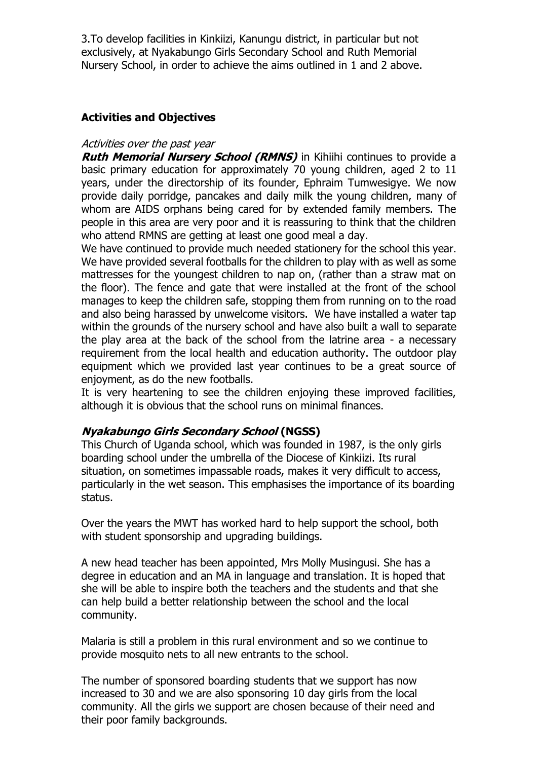3.To develop facilities in Kinkiizi, Kanungu district, in particular but not exclusively, at Nyakabungo Girls Secondary School and Ruth Memorial Nursery School, in order to achieve the aims outlined in 1 and 2 above.

## Activities and Objectives

*Activities over the past year*

***Ruth Memorial Nursery School (RMNS)*** in Kihiihi continues to provide a basic primary education for approximately 70 young children, aged 2 to 11 years, under the directorship of its founder, Ephraim Tumwesigye. We now provide daily porridge, pancakes and daily milk the young children, many of whom are AIDS orphans being cared for by extended family members. The people in this area are very poor and it is reassuring to think that the children who attend RMNS are getting at least one good meal a day.

We have continued to provide much needed stationery for the school this year. We have provided several footballs for the children to play with as well as some mattresses for the youngest children to nap on, (rather than a straw mat on the floor). The fence and gate that were installed at the front of the school manages to keep the children safe, stopping them from running on to the road and also being harassed by unwelcome visitors. We have installed a water tap within the grounds of the nursery school and have also built a wall to separate the play area at the back of the school from the latrine area - a necessary requirement from the local health and education authority. The outdoor play equipment which we provided last year continues to be a great source of enjoyment, as do the new footballs.

It is very heartening to see the children enjoying these improved facilities, although it is obvious that the school runs on minimal finances.

### *Nyakabungo Girls Secondary School* (NGSS)

This Church of Uganda school, which was founded in 1987, is the only girls boarding school under the umbrella of the Diocese of Kinkiizi. Its rural situation, on sometimes impassable roads, makes it very difficult to access, particularly in the wet season. This emphasises the importance of its boarding status.

Over the years the MWT has worked hard to help support the school, both with student sponsorship and upgrading buildings.

A new head teacher has been appointed, Mrs Molly Musingusi. She has a degree in education and an MA in language and translation. It is hoped that she will be able to inspire both the teachers and the students and that she can help build a better relationship between the school and the local community.

Malaria is still a problem in this rural environment and so we continue to provide mosquito nets to all new entrants to the school.

The number of sponsored boarding students that we support has now increased to 30 and we are also sponsoring 10 day girls from the local community. All the girls we support are chosen because of their need and their poor family backgrounds.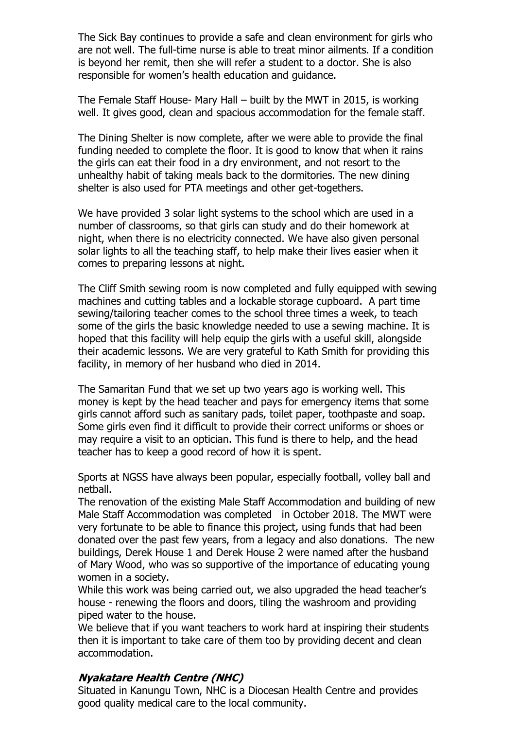The Sick Bay continues to provide a safe and clean environment for girls who are not well. The full-time nurse is able to treat minor ailments. If a condition is beyond her remit, then she will refer a student to a doctor. She is also responsible for women's health education and guidance.

The Female Staff House- Mary Hall – built by the MWT in 2015, is working well. It gives good, clean and spacious accommodation for the female staff.

The Dining Shelter is now complete, after we were able to provide the final funding needed to complete the floor. It is good to know that when it rains the girls can eat their food in a dry environment, and not resort to the unhealthy habit of taking meals back to the dormitories. The new dining shelter is also used for PTA meetings and other get-togethers.

We have provided 3 solar light systems to the school which are used in a number of classrooms, so that girls can study and do their homework at night, when there is no electricity connected. We have also given personal solar lights to all the teaching staff, to help make their lives easier when it comes to preparing lessons at night.

The Cliff Smith sewing room is now completed and fully equipped with sewing machines and cutting tables and a lockable storage cupboard. A part time sewing/tailoring teacher comes to the school three times a week, to teach some of the girls the basic knowledge needed to use a sewing machine. It is hoped that this facility will help equip the girls with a useful skill, alongside their academic lessons. We are very grateful to Kath Smith for providing this facility, in memory of her husband who died in 2014.

The Samaritan Fund that we set up two years ago is working well. This money is kept by the head teacher and pays for emergency items that some girls cannot afford such as sanitary pads, toilet paper, toothpaste and soap. Some girls even find it difficult to provide their correct uniforms or shoes or may require a visit to an optician. This fund is there to help, and the head teacher has to keep a good record of how it is spent.

Sports at NGSS have always been popular, especially football, volley ball and netball.

The renovation of the existing Male Staff Accommodation and building of new Male Staff Accommodation was completed in October 2018. The MWT were very fortunate to be able to finance this project, using funds that had been donated over the past few years, from a legacy and also donations. The new buildings, Derek House 1 and Derek House 2 were named after the husband of Mary Wood, who was so supportive of the importance of educating young women in a society.

While this work was being carried out, we also upgraded the head teacher's house - renewing the floors and doors, tiling the washroom and providing piped water to the house.

We believe that if you want teachers to work hard at inspiring their students then it is important to take care of them too by providing decent and clean accommodation.

### ***Nyakatare Health Centre (NHC)***

Situated in Kanungu Town, NHC is a Diocesan Health Centre and provides good quality medical care to the local community.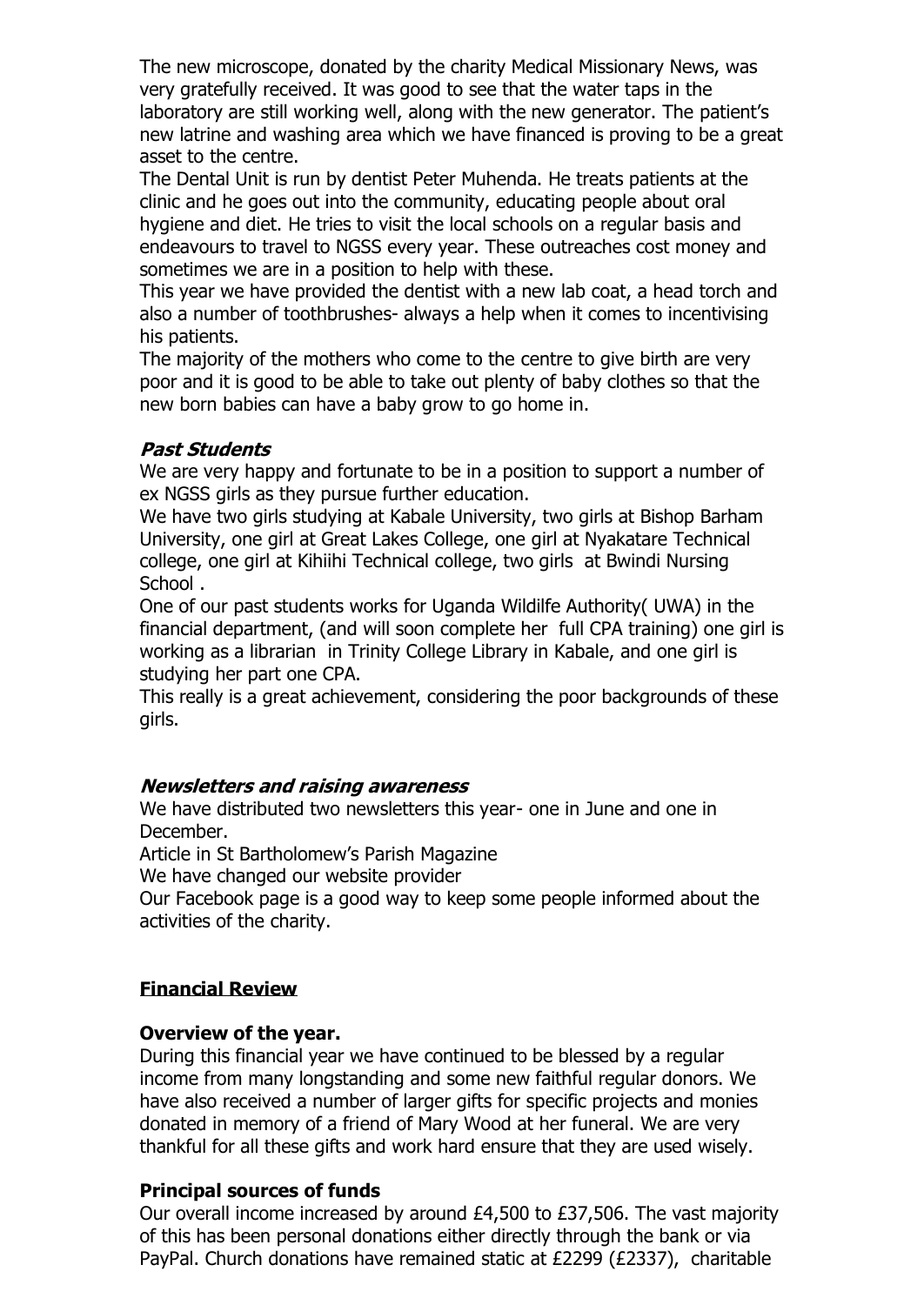The new microscope, donated by the charity Medical Missionary News, was very gratefully received. It was good to see that the water taps in the laboratory are still working well, along with the new generator. The patient's new latrine and washing area which we have financed is proving to be a great asset to the centre.

The Dental Unit is run by dentist Peter Muhenda. He treats patients at the clinic and he goes out into the community, educating people about oral hygiene and diet. He tries to visit the local schools on a regular basis and endeavours to travel to NGSS every year. These outreaches cost money and sometimes we are in a position to help with these.

This year we have provided the dentist with a new lab coat, a head torch and also a number of toothbrushes- always a help when it comes to incentivising his patients.

The majority of the mothers who come to the centre to give birth are very poor and it is good to be able to take out plenty of baby clothes so that the new born babies can have a baby grow to go home in.

***Past Students***

We are very happy and fortunate to be in a position to support a number of ex NGSS girls as they pursue further education.

We have two girls studying at Kabale University, two girls at Bishop Barham University, one girl at Great Lakes College, one girl at Nyakatare Technical college, one girl at Kihiihi Technical college, two girls at Bwindi Nursing School .

One of our past students works for Uganda Wildilfe Authority( UWA) in the financial department, (and will soon complete her full CPA training) one girl is working as a librarian in Trinity College Library in Kabale, and one girl is studying her part one CPA.

This really is a great achievement, considering the poor backgrounds of these girls.

***Newsletters and raising awareness***

We have distributed two newsletters this year- one in June and one in December.

Article in St Bartholomew's Parish Magazine

We have changed our website provider

Our Facebook page is a good way to keep some people informed about the activities of the charity.

## **Financial Review**

**Overview of the year.**

During this financial year we have continued to be blessed by a regular income from many longstanding and some new faithful regular donors. We have also received a number of larger gifts for specific projects and monies donated in memory of a friend of Mary Wood at her funeral. We are very thankful for all these gifts and work hard ensure that they are used wisely.

**Principal sources of funds**

Our overall income increased by around £4,500 to £37,506. The vast majority of this has been personal donations either directly through the bank or via PayPal. Church donations have remained static at £2299 (£2337), charitable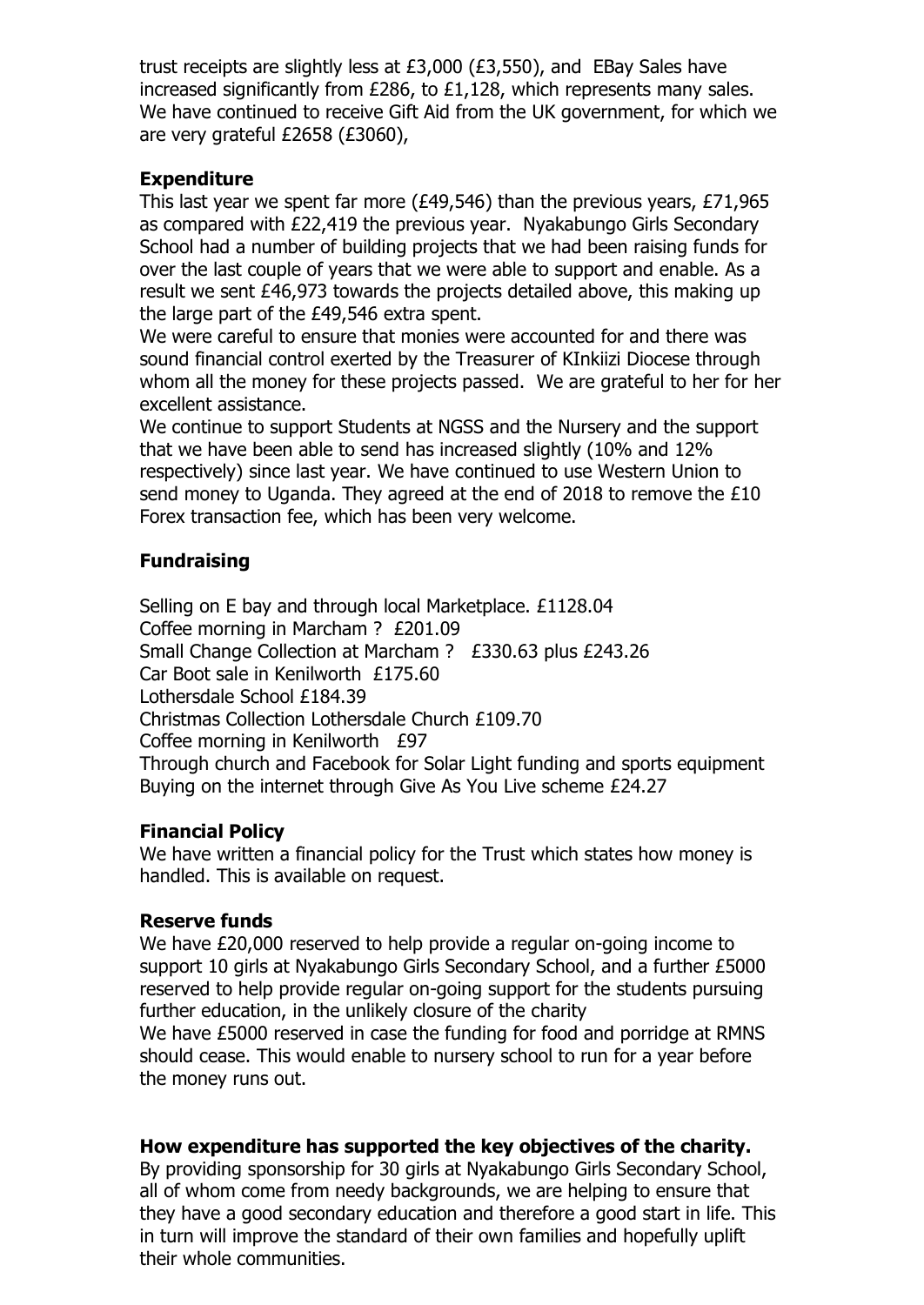trust receipts are slightly less at £3,000 (£3,550), and EBay Sales have increased significantly from £286, to £1,128, which represents many sales. We have continued to receive Gift Aid from the UK government, for which we are very grateful £2658 (£3060),

### Expenditure

This last year we spent far more (£49,546) than the previous years, £71,965 as compared with £22,419 the previous year. Nyakabungo Girls Secondary School had a number of building projects that we had been raising funds for over the last couple of years that we were able to support and enable. As a result we sent £46,973 towards the projects detailed above, this making up the large part of the £49,546 extra spent.
We were careful to ensure that monies were accounted for and there was sound financial control exerted by the Treasurer of KInkiizi Diocese through whom all the money for these projects passed. We are grateful to her for her excellent assistance.
We continue to support Students at NGSS and the Nursery and the support that we have been able to send has increased slightly (10% and 12% respectively) since last year. We have continued to use Western Union to send money to Uganda. They agreed at the end of 2018 to remove the £10 Forex transaction fee, which has been very welcome.

### Fundraising

Selling on E bay and through local Marketplace. £1128.04
Coffee morning in Marcham ? £201.09
Small Change Collection at Marcham ? £330.63 plus £243.26
Car Boot sale in Kenilworth £175.60
Lothersdale School £184.39
Christmas Collection Lothersdale Church £109.70
Coffee morning in Kenilworth £97
Through church and Facebook for Solar Light funding and sports equipment
Buying on the internet through Give As You Live scheme £24.27

### Financial Policy

We have written a financial policy for the Trust which states how money is handled. This is available on request.

### Reserve funds

We have £20,000 reserved to help provide a regular on-going income to support 10 girls at Nyakabungo Girls Secondary School, and a further £5000 reserved to help provide regular on-going support for the students pursuing further education, in the unlikely closure of the charity
We have £5000 reserved in case the funding for food and porridge at RMNS should cease. This would enable to nursery school to run for a year before the money runs out.

### How expenditure has supported the key objectives of the charity.

By providing sponsorship for 30 girls at Nyakabungo Girls Secondary School, all of whom come from needy backgrounds, we are helping to ensure that they have a good secondary education and therefore a good start in life. This in turn will improve the standard of their own families and hopefully uplift their whole communities.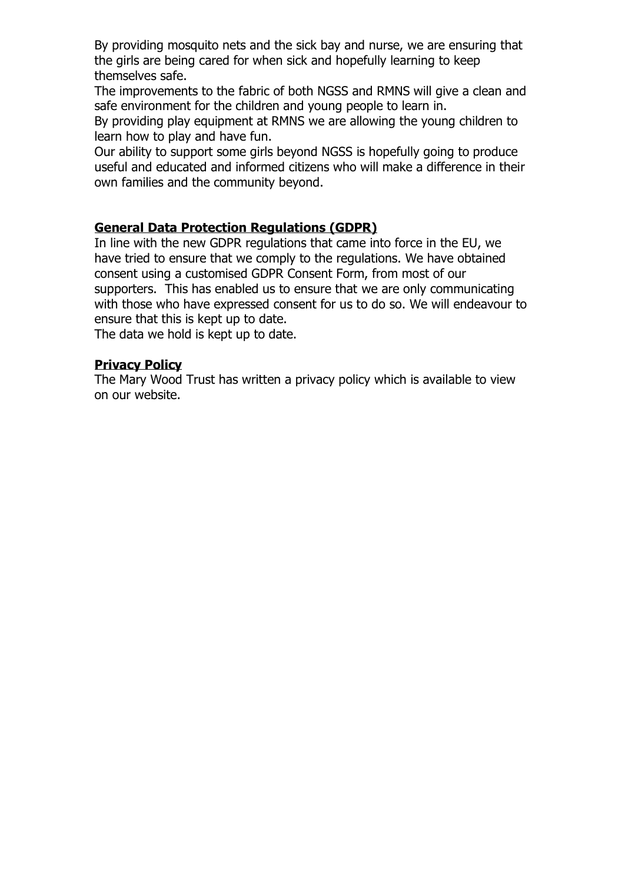By providing mosquito nets and the sick bay and nurse, we are ensuring that the girls are being cared for when sick and hopefully learning to keep themselves safe.

The improvements to the fabric of both NGSS and RMNS will give a clean and safe environment for the children and young people to learn in.

By providing play equipment at RMNS we are allowing the young children to learn how to play and have fun.

Our ability to support some girls beyond NGSS is hopefully going to produce useful and educated and informed citizens who will make a difference in their own families and the community beyond.

## General Data Protection Regulations (GDPR)

In line with the new GDPR regulations that came into force in the EU, we have tried to ensure that we comply to the regulations. We have obtained consent using a customised GDPR Consent Form, from most of our supporters. This has enabled us to ensure that we are only communicating with those who have expressed consent for us to do so. We will endeavour to ensure that this is kept up to date.

The data we hold is kept up to date.

## Privacy Policy

The Mary Wood Trust has written a privacy policy which is available to view on our website.